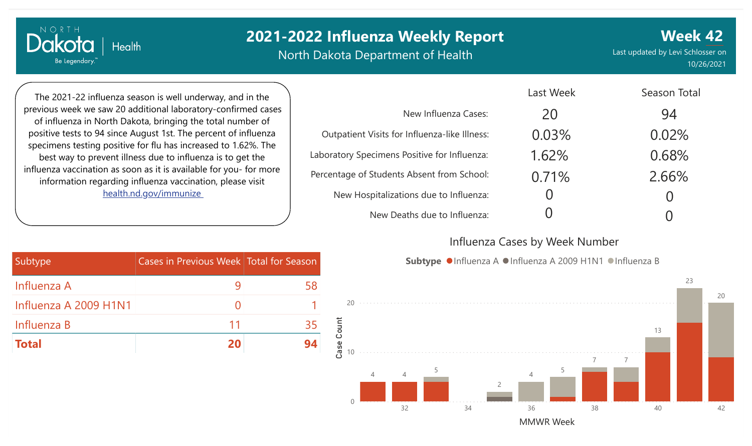North Dakota | Health — Be Legendary.™

# 2021-2022 Influenza Weekly Report

North Dakota Department of Health

## Week 42

Last updated by Levi Schlosser on 10/26/2021

The 2021-22 influenza season is well underway, and in the previous week we saw 20 additional laboratory-confirmed cases of influenza in North Dakota, bringing the total number of positive tests to 94 since August 1st. The percent of influenza specimens testing positive for flu has increased to 1.62%. The best way to prevent illness due to influenza is to get the influenza vaccination as soon as it is available for you- for more information regarding influenza vaccination, please visit health.nd.gov/immunize

| | Last Week | Season Total |
|---|---|---|
| New Influenza Cases: | 20 | 94 |
| Outpatient Visits for Influenza-like Illness: | 0.03% | 0.02% |
| Laboratory Specimens Positive for Influenza: | 1.62% | 0.68% |
| Percentage of Students Absent from School: | 0.71% | 2.66% |
| New Hospitalizations due to Influenza: | 0 | 0 |
| New Deaths due to Influenza: | 0 | 0 |

| Subtype | Cases in Previous Week | Total for Season |
|---|---|---|
| Influenza A | 9 | 58 |
| Influenza A 2009 H1N1 | 0 | 1 |
| Influenza B | 11 | 35 |
| **Total** | **20** | **94** |

### Influenza Cases by Week Number

Subtype: Influenza A, Influenza A 2009 H1N1, Influenza B

| MMWR Week | 31 | 32 | 33 | 34 | 35 | 36 | 37 | 38 | 39 | 40 | 41 | 42 |
|---|---|---|---|---|---|---|---|---|---|---|---|---|
| Case Count | 4 | 4 | 5 | | 2 | 4 | 5 | 7 | 7 | 13 | 23 | 20 |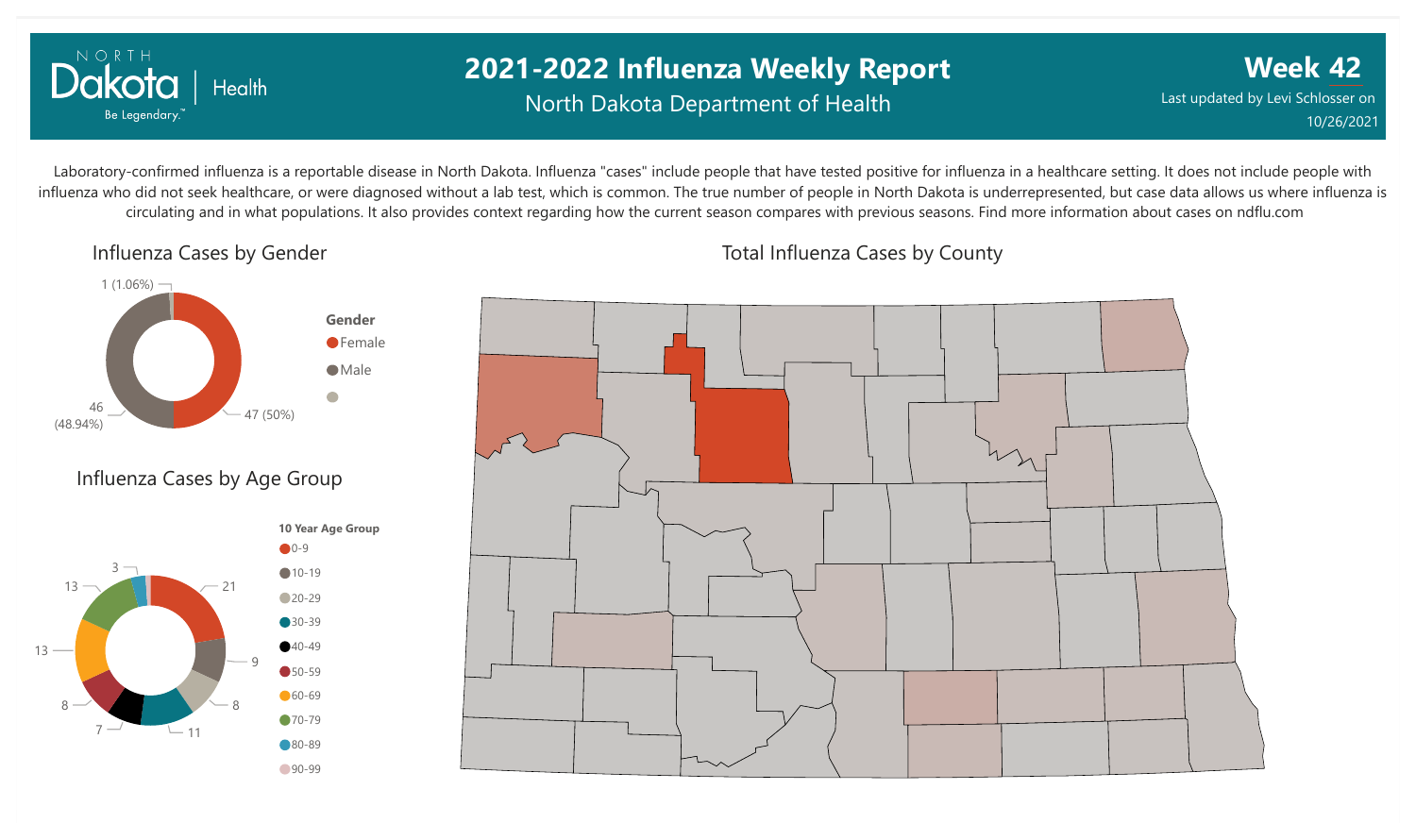# 2021-2022 Influenza Weekly Report

North Dakota Department of Health

**Week 42**

Last updated by Levi Schlosser on 10/26/2021

Laboratory-confirmed influenza is a reportable disease in North Dakota. Influenza "cases" include people that have tested positive for influenza in a healthcare setting. It does not include people with influenza who did not seek healthcare, or were diagnosed without a lab test, which is common. The true number of people in North Dakota is underrepresented, but case data allows us where influenza is circulating and in what populations. It also provides context regarding how the current season compares with previous seasons. Find more information about cases on ndflu.com

## Influenza Cases by Gender

| Gender | Cases |
|---|---|
| Female | 47 (50%) |
| Male | 46 (48.94%) |
| (blank) | 1 (1.06%) |

## Total Influenza Cases by County

## Influenza Cases by Age Group

| 10 Year Age Group | Cases |
|---|---|
| 0-9 | 21 |
| 10-19 | 9 |
| 20-29 | 8 |
| 30-39 | 11 |
| 40-49 | 7 |
| 50-59 | 8 |
| 60-69 | 13 |
| 70-79 | 13 |
| 80-89 | 3 |
| 90-99 | |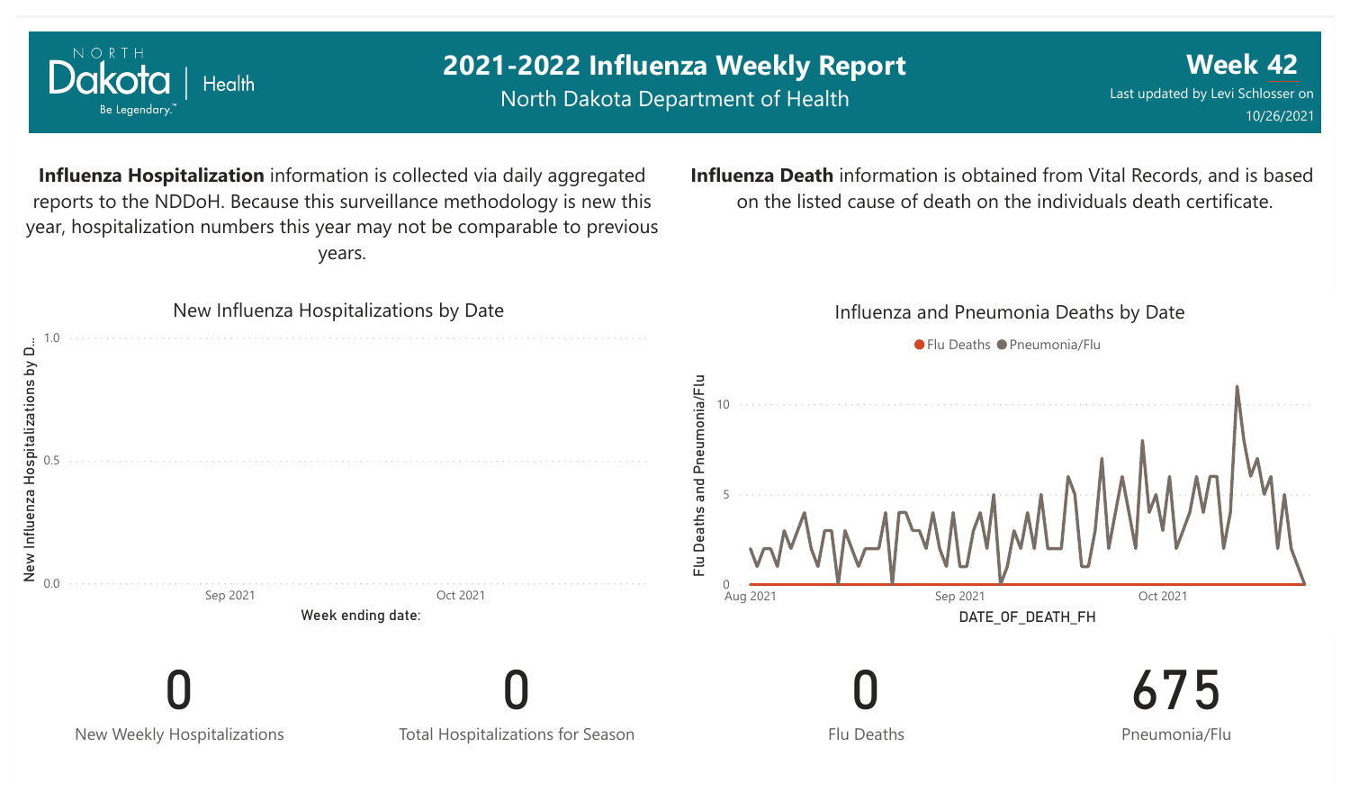# 2021-2022 Influenza Weekly Report

North Dakota Department of Health

**Week 42**

Last updated by Levi Schlosser on 10/26/2021

**Influenza Hospitalization** information is collected via daily aggregated reports to the NDDoH. Because this surveillance methodology is new this year, hospitalization numbers this year may not be comparable to previous years.

**Influenza Death** information is obtained from Vital Records, and is based on the listed cause of death on the individuals death certificate.

New Influenza Hospitalizations by Date

New Influenza Hospitalizations by D...

1.0
0.5
0.0

Sep 2021 | Oct 2021

Week ending date:

Influenza and Pneumonia Deaths by Date

Flu Deaths | Pneumonia/Flu

Flu Deaths and Pneumonia/Flu

10
5
0

Aug 2021 | Sep 2021 | Oct 2021

DATE_OF_DEATH_FH

| 0 | 0 | 0 | 675 |
|---|---|---|---|
| New Weekly Hospitalizations | Total Hospitalizations for Season | Flu Deaths | Pneumonia/Flu |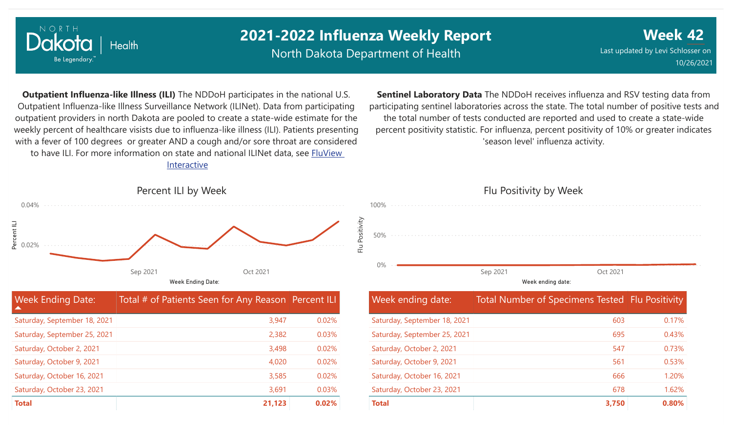# 2021-2022 Influenza Weekly Report

North Dakota Department of Health

**Week 42**

Last updated by Levi Schlosser on 10/26/2021

**Outpatient Influenza-like Illness (ILI)** The NDDoH participates in the national U.S. Outpatient Influenza-like Illness Surveillance Network (ILINet). Data from participating outpatient providers in north Dakota are pooled to create a state-wide estimate for the weekly percent of healthcare visists due to influenza-like illness (ILI). Patients presenting with a fever of 100 degrees or greater AND a cough and/or sore throat are considered to have ILI. For more information on state and national ILINet data, see FluView Interactive

Percent ILI by Week

| Week Ending Date: | Total # of Patients Seen for Any Reason | Percent ILI |
|---|---|---|
| Saturday, September 18, 2021 | 3,947 | 0.02% |
| Saturday, September 25, 2021 | 2,382 | 0.03% |
| Saturday, October 2, 2021 | 3,498 | 0.02% |
| Saturday, October 9, 2021 | 4,020 | 0.02% |
| Saturday, October 16, 2021 | 3,585 | 0.02% |
| Saturday, October 23, 2021 | 3,691 | 0.03% |
| **Total** | **21,123** | **0.02%** |

**Sentinel Laboratory Data** The NDDoH receives influenza and RSV testing data from participating sentinel laboratories across the state. The total number of positive tests and the total number of tests conducted are reported and used to create a state-wide percent positivity statistic. For influenza, percent positivity of 10% or greater indicates 'season level' influenza activity.

Flu Positivity by Week

| Week ending date: | Total Number of Specimens Tested | Flu Positivity |
|---|---|---|
| Saturday, September 18, 2021 | 603 | 0.17% |
| Saturday, September 25, 2021 | 695 | 0.43% |
| Saturday, October 2, 2021 | 547 | 0.73% |
| Saturday, October 9, 2021 | 561 | 0.53% |
| Saturday, October 16, 2021 | 666 | 1.20% |
| Saturday, October 23, 2021 | 678 | 1.62% |
| **Total** | **3,750** | **0.80%** |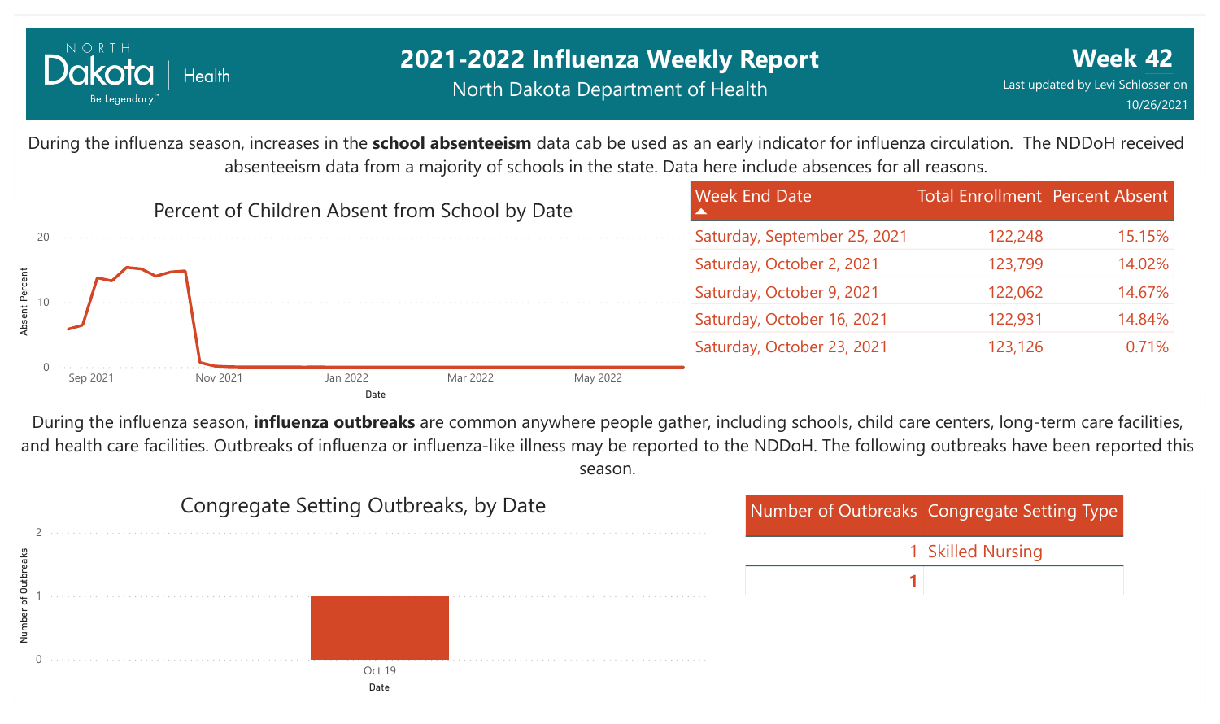# 2021-2022 Influenza Weekly Report

North Dakota Department of Health

**Week 42**

Last updated by Levi Schlosser on 10/26/2021

During the influenza season, increases in the **school absenteeism** data cab be used as an early indicator for influenza circulation. The NDDoH received absenteeism data from a majority of schools in the state. Data here include absences for all reasons.

Percent of Children Absent from School by Date

| Week End Date | Total Enrollment | Percent Absent |
|---|---|---|
| Saturday, September 25, 2021 | 122,248 | 15.15% |
| Saturday, October 2, 2021 | 123,799 | 14.02% |
| Saturday, October 9, 2021 | 122,062 | 14.67% |
| Saturday, October 16, 2021 | 122,931 | 14.84% |
| Saturday, October 23, 2021 | 123,126 | 0.71% |

During the influenza season, **influenza outbreaks** are common anywhere people gather, including schools, child care centers, long-term care facilities, and health care facilities. Outbreaks of influenza or influenza-like illness may be reported to the NDDoH. The following outbreaks have been reported this season.

Congregate Setting Outbreaks, by Date

| Number of Outbreaks | Congregate Setting Type |
|---|---|
| 1 | Skilled Nursing |
| **1** | |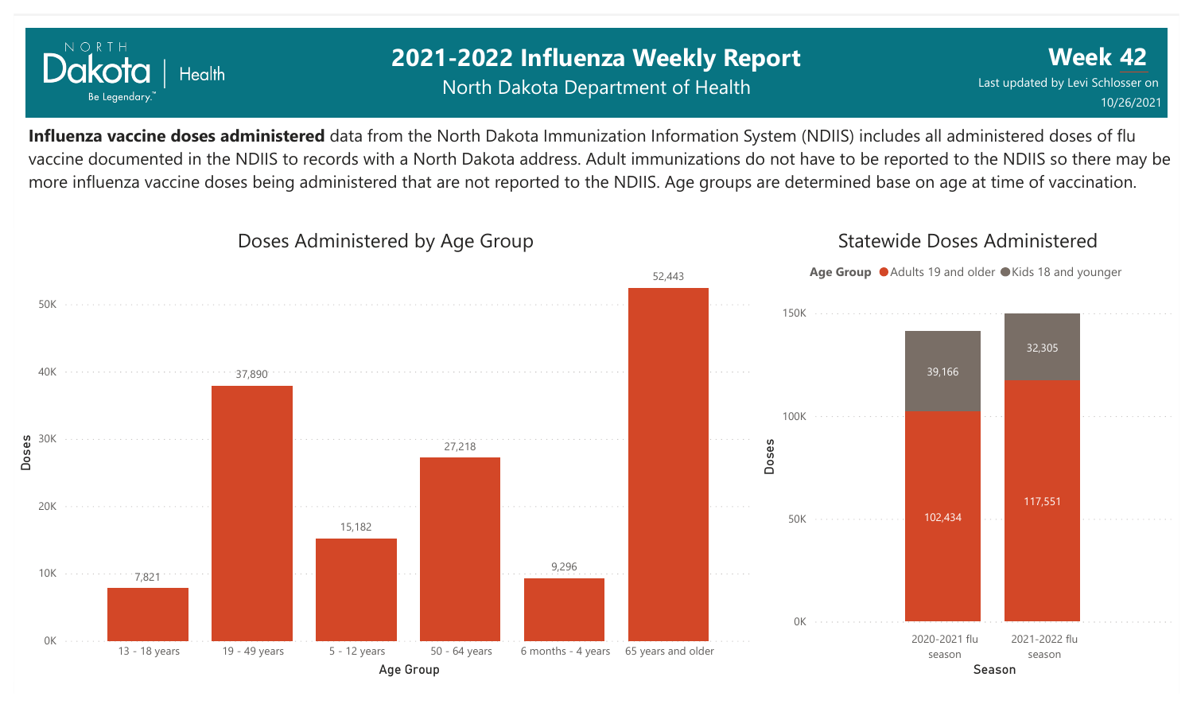# 2021-2022 Influenza Weekly Report

North Dakota Department of Health

**Week 42**

Last updated by Levi Schlosser on 10/26/2021

**Influenza vaccine doses administered** data from the North Dakota Immunization Information System (NDIIS) includes all administered doses of flu vaccine documented in the NDIIS to records with a North Dakota address. Adult immunizations do not have to be reported to the NDIIS so there may be more influenza vaccine doses being administered that are not reported to the NDIIS. Age groups are determined base on age at time of vaccination.

## Doses Administered by Age Group

| Age Group | Doses |
|---|---|
| 13 - 18 years | 7,821 |
| 19 - 49 years | 37,890 |
| 5 - 12 years | 15,182 |
| 50 - 64 years | 27,218 |
| 6 months - 4 years | 9,296 |
| 65 years and older | 52,443 |

## Statewide Doses Administered

| Season | Adults 19 and older | Kids 18 and younger |
|---|---|---|
| 2020-2021 flu season | 102,434 | 39,166 |
| 2021-2022 flu season | 117,551 | 32,305 |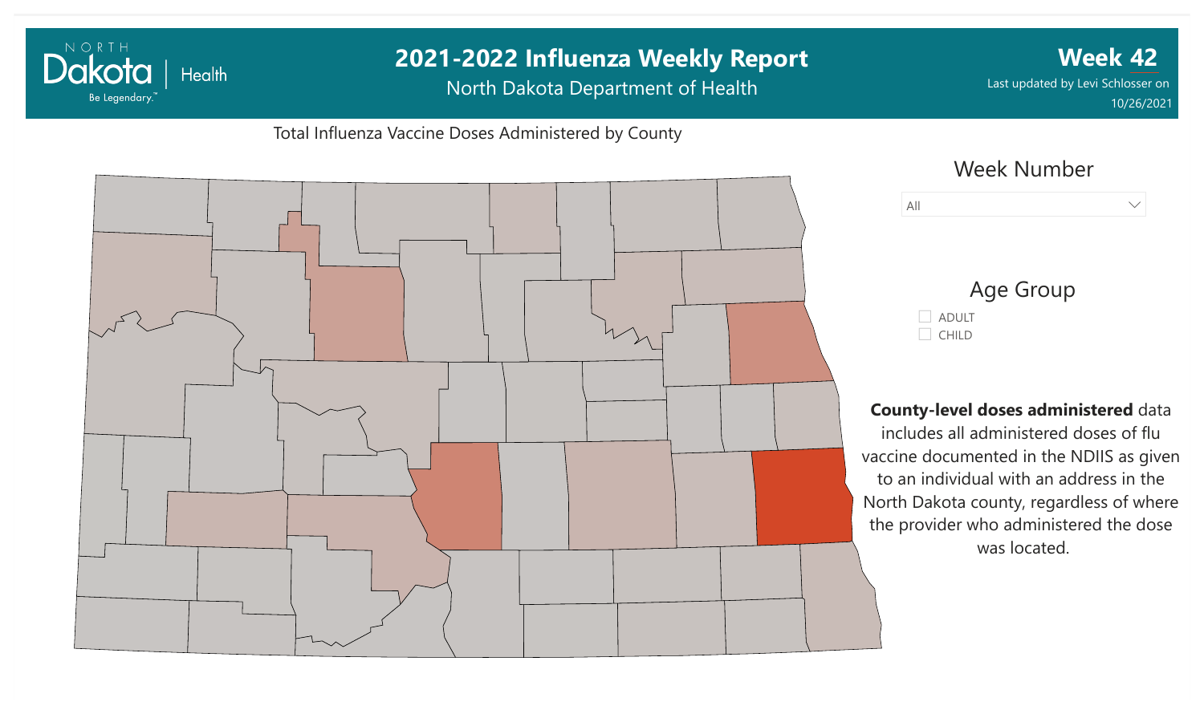# 2021-2022 Influenza Weekly Report

North Dakota Department of Health

**Week 42**

Last updated by Levi Schlosser on 10/26/2021

## Total Influenza Vaccine Doses Administered by County

Week Number

All

Age Group

- ADULT
- CHILD

**County-level doses administered** data includes all administered doses of flu vaccine documented in the NDIIS as given to an individual with an address in the North Dakota county, regardless of where the provider who administered the dose was located.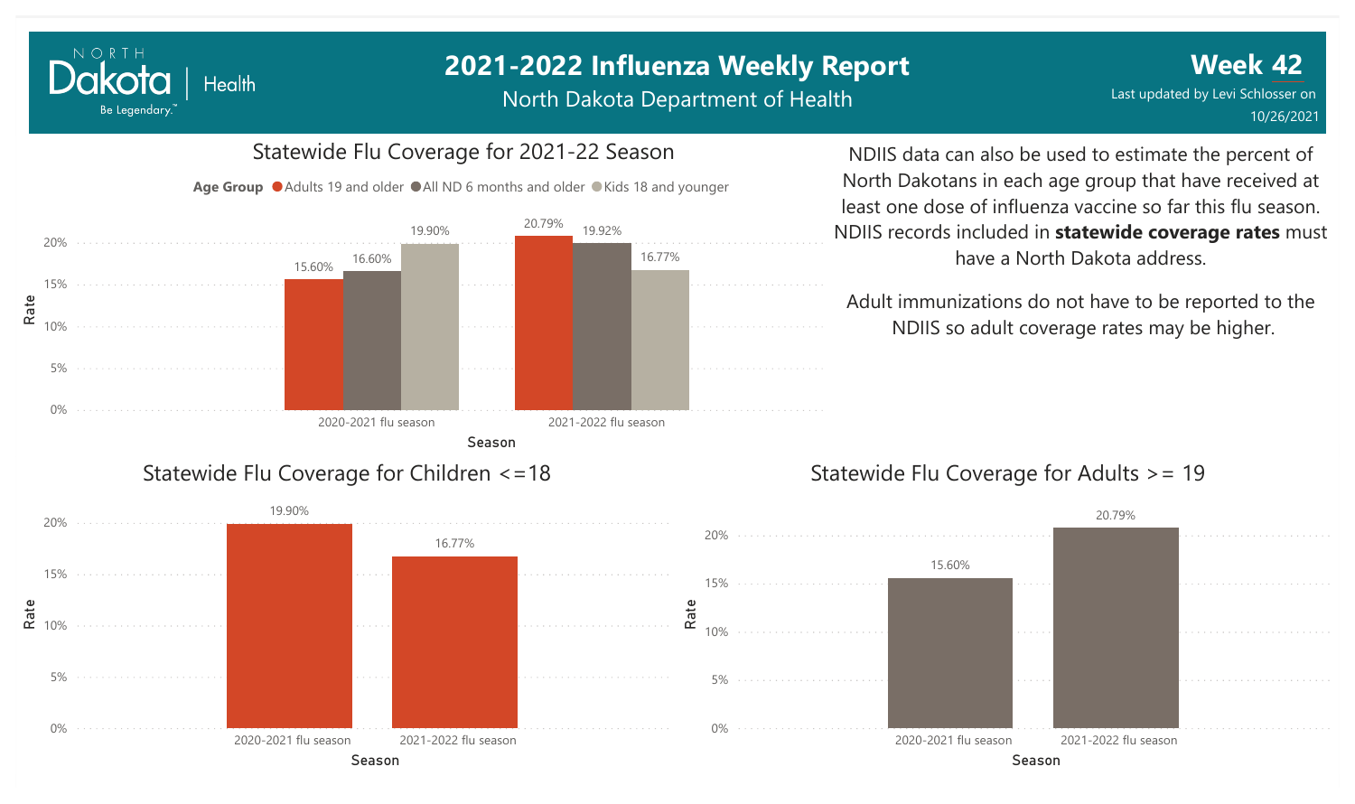# 2021-2022 Influenza Weekly Report

North Dakota Department of Health

**Week 42**

Last updated by Levi Schlosser on 10/26/2021

## Statewide Flu Coverage for 2021-22 Season

| Season | Adults 19 and older | All ND 6 months and older | Kids 18 and younger |
|---|---|---|---|
| 2020-2021 flu season | 15.60% | 16.60% | 19.90% |
| 2021-2022 flu season | 20.79% | 19.92% | 16.77% |

NDIIS data can also be used to estimate the percent of North Dakotans in each age group that have received at least one dose of influenza vaccine so far this flu season. NDIIS records included in **statewide coverage rates** must have a North Dakota address.

Adult immunizations do not have to be reported to the NDIIS so adult coverage rates may be higher.

## Statewide Flu Coverage for Children <=18

| Season | Rate |
|---|---|
| 2020-2021 flu season | 19.90% |
| 2021-2022 flu season | 16.77% |

## Statewide Flu Coverage for Adults >= 19

| Season | Rate |
|---|---|
| 2020-2021 flu season | 15.60% |
| 2021-2022 flu season | 20.79% |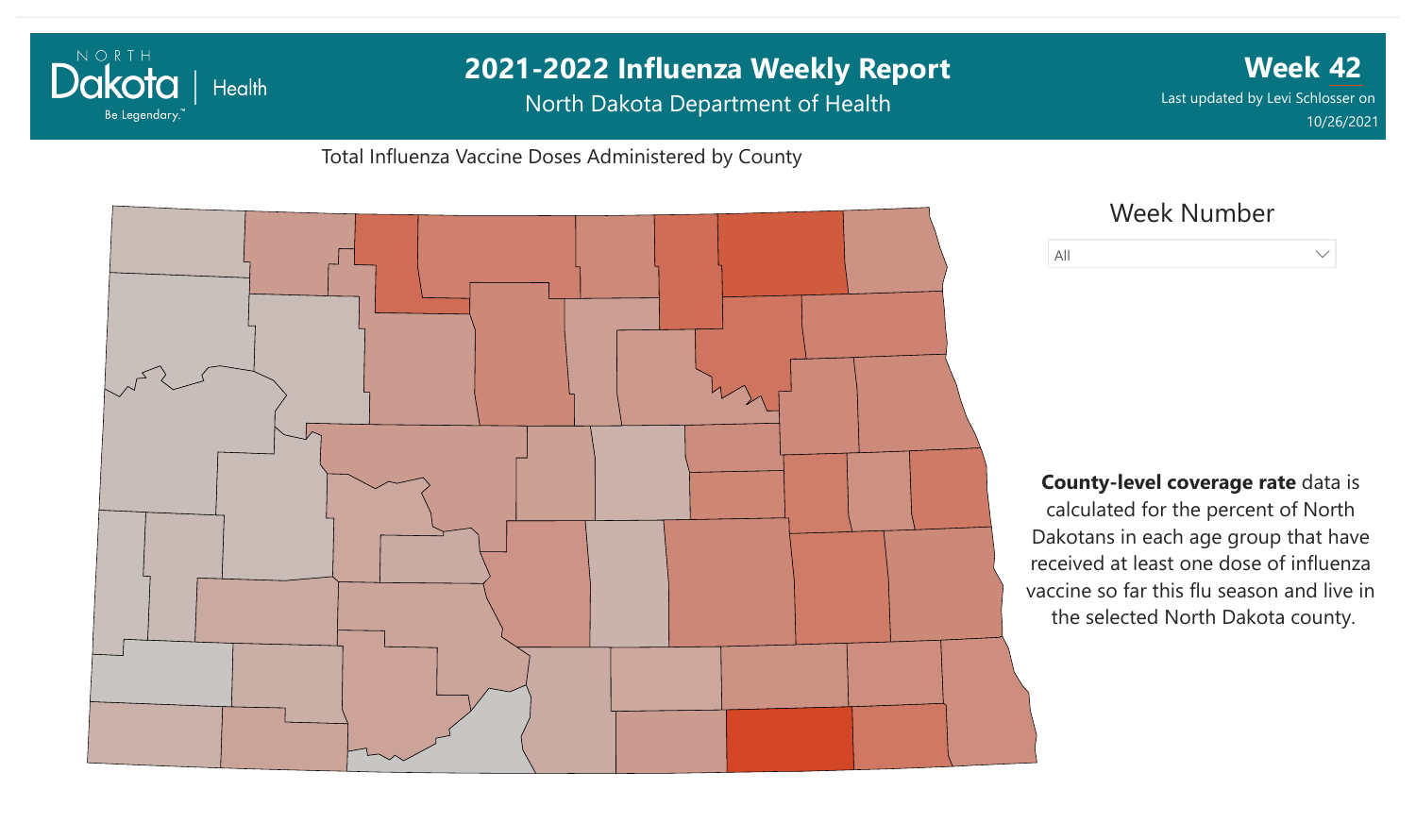NORTH Dakota | Health

Be Legendary.™

# 2021-2022 Influenza Weekly Report

North Dakota Department of Health

**Week 42**

Last updated by Levi Schlosser on 10/26/2021

## Total Influenza Vaccine Doses Administered by County

Week Number

All

**County-level coverage rate** data is calculated for the percent of North Dakotans in each age group that have received at least one dose of influenza vaccine so far this flu season and live in the selected North Dakota county.